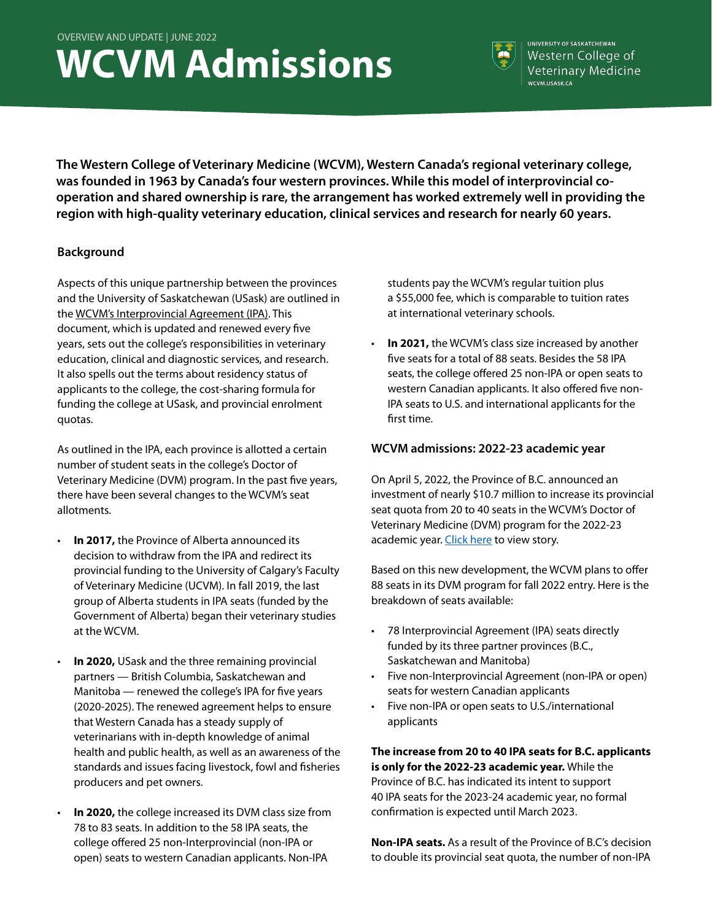OVERVIEW AND UPDATE | JUNE 2022

# WCVM Admissions

UNIVERSITY OF SASKATCHEWAN
Western College of Veterinary Medicine
WCVM.USASK.CA

**The Western College of Veterinary Medicine (WCVM), Western Canada's regional veterinary college, was founded in 1963 by Canada's four western provinces. While this model of interprovincial co-operation and shared ownership is rare, the arrangement has worked extremely well in providing the region with high-quality veterinary education, clinical services and research for nearly 60 years.**

## Background

Aspects of this unique partnership between the provinces and the University of Saskatchewan (USask) are outlined in the WCVM's Interprovincial Agreement (IPA). This document, which is updated and renewed every five years, sets out the college's responsibilities in veterinary education, clinical and diagnostic services, and research. It also spells out the terms about residency status of applicants to the college, the cost-sharing formula for funding the college at USask, and provincial enrolment quotas.

As outlined in the IPA, each province is allotted a certain number of student seats in the college's Doctor of Veterinary Medicine (DVM) program. In the past five years, there have been several changes to the WCVM's seat allotments.

- **In 2017,** the Province of Alberta announced its decision to withdraw from the IPA and redirect its provincial funding to the University of Calgary's Faculty of Veterinary Medicine (UCVM). In fall 2019, the last group of Alberta students in IPA seats (funded by the Government of Alberta) began their veterinary studies at the WCVM.
- **In 2020,** USask and the three remaining provincial partners — British Columbia, Saskatchewan and Manitoba — renewed the college's IPA for five years (2020-2025). The renewed agreement helps to ensure that Western Canada has a steady supply of veterinarians with in-depth knowledge of animal health and public health, as well as an awareness of the standards and issues facing livestock, fowl and fisheries producers and pet owners.
- **In 2020,** the college increased its DVM class size from 78 to 83 seats. In addition to the 58 IPA seats, the college offered 25 non-Interprovincial (non-IPA or open) seats to western Canadian applicants. Non-IPA students pay the WCVM's regular tuition plus a $55,000 fee, which is comparable to tuition rates at international veterinary schools.
- **In 2021,** the WCVM's class size increased by another five seats for a total of 88 seats. Besides the 58 IPA seats, the college offered 25 non-IPA or open seats to western Canadian applicants. It also offered five non-IPA seats to U.S. and international applicants for the first time.

## WCVM admissions: 2022-23 academic year

On April 5, 2022, the Province of B.C. announced an investment of nearly $10.7 million to increase its provincial seat quota from 20 to 40 seats in the WCVM's Doctor of Veterinary Medicine (DVM) program for the 2022-23 academic year. Click here to view story.

Based on this new development, the WCVM plans to offer 88 seats in its DVM program for fall 2022 entry. Here is the breakdown of seats available:

- 78 Interprovincial Agreement (IPA) seats directly funded by its three partner provinces (B.C., Saskatchewan and Manitoba)
- Five non-Interprovincial Agreement (non-IPA or open) seats for western Canadian applicants
- Five non-IPA or open seats to U.S./international applicants

**The increase from 20 to 40 IPA seats for B.C. applicants is only for the 2022-23 academic year.** While the Province of B.C. has indicated its intent to support 40 IPA seats for the 2023-24 academic year, no formal confirmation is expected until March 2023.

**Non-IPA seats.** As a result of the Province of B.C's decision to double its provincial seat quota, the number of non-IPA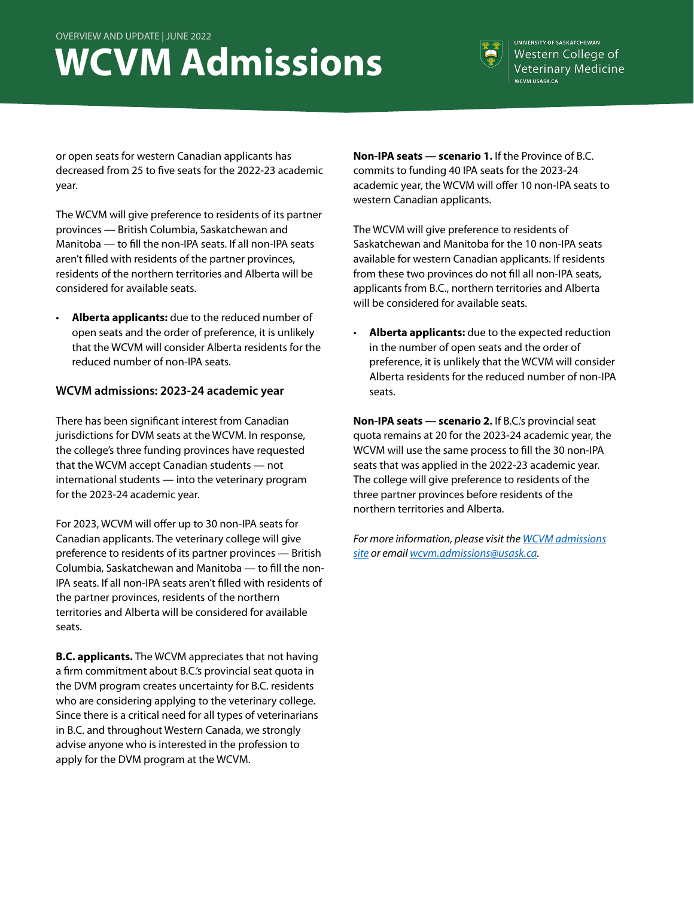or open seats for western Canadian applicants has decreased from 25 to five seats for the 2022-23 academic year.

The WCVM will give preference to residents of its partner provinces — British Columbia, Saskatchewan and Manitoba — to fill the non-IPA seats. If all non-IPA seats aren't filled with residents of the partner provinces, residents of the northern territories and Alberta will be considered for available seats.

- **Alberta applicants:** due to the reduced number of open seats and the order of preference, it is unlikely that the WCVM will consider Alberta residents for the reduced number of non-IPA seats.

### WCVM admissions: 2023-24 academic year

There has been significant interest from Canadian jurisdictions for DVM seats at the WCVM. In response, the college's three funding provinces have requested that the WCVM accept Canadian students — not international students — into the veterinary program for the 2023-24 academic year.

For 2023, WCVM will offer up to 30 non-IPA seats for Canadian applicants. The veterinary college will give preference to residents of its partner provinces — British Columbia, Saskatchewan and Manitoba — to fill the non-IPA seats. If all non-IPA seats aren't filled with residents of the partner provinces, residents of the northern territories and Alberta will be considered for available seats.

**B.C. applicants.** The WCVM appreciates that not having a firm commitment about B.C.'s provincial seat quota in the DVM program creates uncertainty for B.C. residents who are considering applying to the veterinary college. Since there is a critical need for all types of veterinarians in B.C. and throughout Western Canada, we strongly advise anyone who is interested in the profession to apply for the DVM program at the WCVM.

**Non-IPA seats — scenario 1.** If the Province of B.C. commits to funding 40 IPA seats for the 2023-24 academic year, the WCVM will offer 10 non-IPA seats to western Canadian applicants.

The WCVM will give preference to residents of Saskatchewan and Manitoba for the 10 non-IPA seats available for western Canadian applicants. If residents from these two provinces do not fill all non-IPA seats, applicants from B.C., northern territories and Alberta will be considered for available seats.

- **Alberta applicants:** due to the expected reduction in the number of open seats and the order of preference, it is unlikely that the WCVM will consider Alberta residents for the reduced number of non-IPA seats.

**Non-IPA seats — scenario 2.** If B.C.'s provincial seat quota remains at 20 for the 2023-24 academic year, the WCVM will use the same process to fill the 30 non-IPA seats that was applied in the 2022-23 academic year. The college will give preference to residents of the three partner provinces before residents of the northern territories and Alberta.

*For more information, please visit the [WCVM admissions site](#) or email [wcvm.admissions@usask.ca](mailto:wcvm.admissions@usask.ca).*